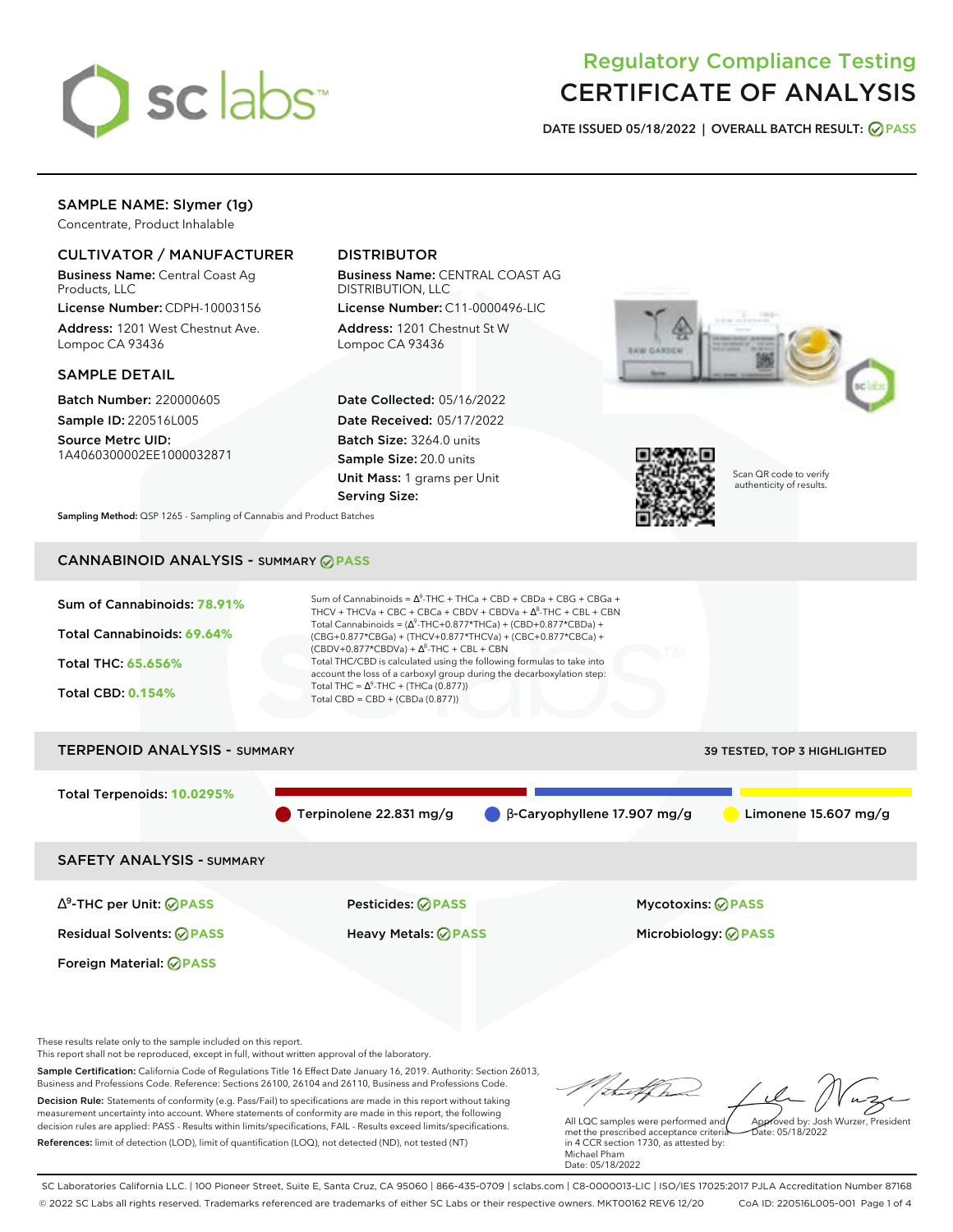# Regulatory Compliance Testing
# CERTIFICATE OF ANALYSIS

**DATE ISSUED 05/18/2022 | OVERALL BATCH RESULT: PASS**

## SAMPLE NAME: Slymer (1g)

Concentrate, Product Inhalable

### CULTIVATOR / MANUFACTURER

**Business Name:** Central Coast Ag Products, LLC
**License Number:** CDPH-10003156
**Address:** 1201 West Chestnut Ave. Lompoc CA 93436

### DISTRIBUTOR

**Business Name:** CENTRAL COAST AG DISTRIBUTION, LLC
**License Number:** C11-0000496-LIC
**Address:** 1201 Chestnut St W Lompoc CA 93436

### SAMPLE DETAIL

**Batch Number:** 220000605
**Sample ID:** 220516L005
**Source Metrc UID:** 1A4060300002EE1000032871

**Date Collected:** 05/16/2022
**Date Received:** 05/17/2022
**Batch Size:** 3264.0 units
**Sample Size:** 20.0 units
**Unit Mass:** 1 grams per Unit
**Serving Size:**

Scan QR code to verify authenticity of results.

**Sampling Method:** QSP 1265 - Sampling of Cannabis and Product Batches

## CANNABINOID ANALYSIS - SUMMARY PASS

Sum of Cannabinoids: **78.91%**
Total Cannabinoids: **69.64%**
Total THC: **65.656%**
Total CBD: **0.154%**

Sum of Cannabinoids = $\Delta^9$-THC + THCa + CBD + CBDa + CBG + CBGa + THCV + THCVa + CBC + CBCa + CBDV + CBDVa + $\Delta^8$-THC + CBL + CBN
Total Cannabinoids = ($\Delta^9$-THC+0.877*THCa) + (CBD+0.877*CBDa) + (CBG+0.877*CBGa) + (THCV+0.877*THCVa) + (CBC+0.877*CBCa) + (CBDV+0.877*CBDVa) + $\Delta^8$-THC + CBL + CBN
Total THC/CBD is calculated using the following formulas to take into account the loss of a carboxyl group during the decarboxylation step:
Total THC = $\Delta^9$-THC + (THCa (0.877))
Total CBD = CBD + (CBDa (0.877))

## TERPENOID ANALYSIS - SUMMARY

39 TESTED, TOP 3 HIGHLIGHTED

Total Terpenoids: **10.0295%**

Terpinolene 22.831 mg/g
β-Caryophyllene 17.907 mg/g
Limonene 15.607 mg/g

## SAFETY ANALYSIS - SUMMARY

| | | |
|---|---|---|
| $\Delta^9$-THC per Unit: PASS | Pesticides: PASS | Mycotoxins: PASS |
| Residual Solvents: PASS | Heavy Metals: PASS | Microbiology: PASS |
| Foreign Material: PASS | | |

These results relate only to the sample included on this report.
This report shall not be reproduced, except in full, without written approval of the laboratory.

**Sample Certification:** California Code of Regulations Title 16 Effect Date January 16, 2019. Authority: Section 26013, Business and Professions Code. Reference: Sections 26100, 26104 and 26110, Business and Professions Code.

**Decision Rule:** Statements of conformity (e.g. Pass/Fail) to specifications are made in this report without taking measurement uncertainty into account. Where statements of conformity are made in this report, the following decision rules are applied: PASS - Results within limits/specifications, FAIL - Results exceed limits/specifications.

**References:** limit of detection (LOD), limit of quantification (LOQ), not detected (ND), not tested (NT)

All LQC samples were performed and met the prescribed acceptance criteria in 4 CCR section 1730, as attested by: Michael Pham
Date: 05/18/2022

Approved by: Josh Wurzer, President
Date: 05/18/2022

SC Laboratories California LLC. | 100 Pioneer Street, Suite E, Santa Cruz, CA 95060 | 866-435-0709 | sclabs.com | C8-0000013-LIC | ISO/IES 17025:2017 PJLA Accreditation Number 87168
© 2022 SC Labs all rights reserved. Trademarks referenced are trademarks of either SC Labs or their respective owners. MKT00162 REV6 12/20 CoA ID: 220516L005-001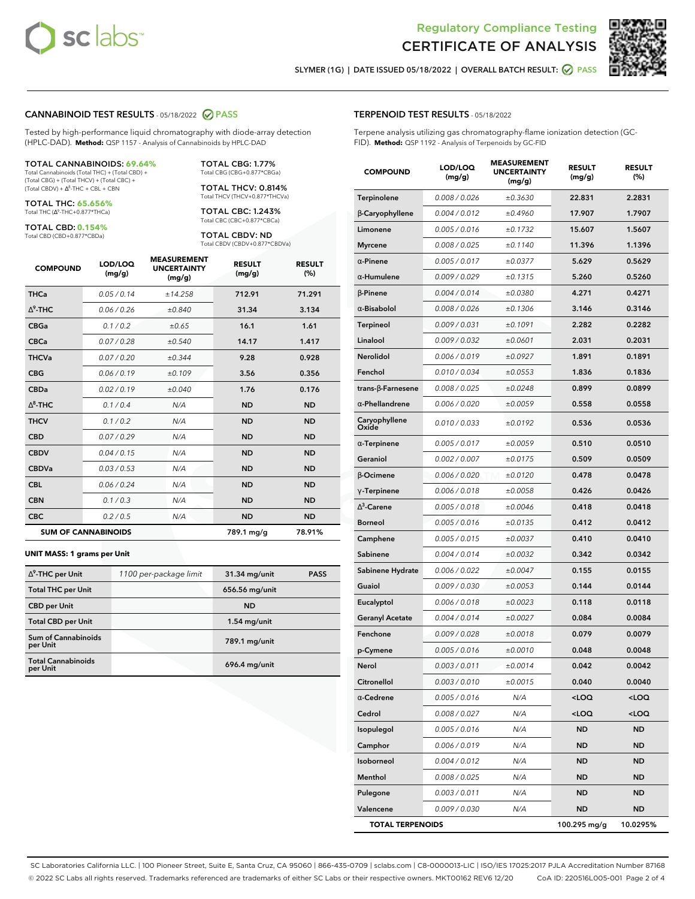Regulatory Compliance Testing

# CERTIFICATE OF ANALYSIS

SLYMER (1G) | DATE ISSUED 05/18/2022 | OVERALL BATCH RESULT: PASS

## CANNABINOID TEST RESULTS - 05/18/2022 PASS

Tested by high-performance liquid chromatography with diode-array detection (HPLC-DAD). **Method:** QSP 1157 - Analysis of Cannabinoids by HPLC-DAD

**TOTAL CANNABINOIDS: 69.64%**
Total Cannabinoids (Total THC) + (Total CBD) + (Total CBG) + (Total THCV) + (Total CBC) + (Total CBDV) + $\Delta^8$-THC + CBL + CBN

**TOTAL THC: 65.656%**
Total THC ($\Delta^9$-THC+0.877*THCa)

**TOTAL CBD: 0.154%**
Total CBD (CBD+0.877*CBDa)

**TOTAL CBG: 1.77%**
Total CBG (CBG+0.877*CBGa)

**TOTAL THCV: 0.814%**
Total THCV (THCV+0.877*THCVa)

**TOTAL CBC: 1.243%**
Total CBC (CBC+0.877*CBCa)

**TOTAL CBDV: ND**
Total CBDV (CBDV+0.877*CBDVa)

| COMPOUND | LOD/LOQ (mg/g) | MEASUREMENT UNCERTAINTY (mg/g) | RESULT (mg/g) | RESULT (%) |
|---|---|---|---|---|
| THCa | 0.05 / 0.14 | ±14.258 | 712.91 | 71.291 |
| $\Delta^9$-THC | 0.06 / 0.26 | ±0.840 | 31.34 | 3.134 |
| CBGa | 0.1 / 0.2 | ±0.65 | 16.1 | 1.61 |
| CBCa | 0.07 / 0.28 | ±0.540 | 14.17 | 1.417 |
| THCVa | 0.07 / 0.20 | ±0.344 | 9.28 | 0.928 |
| CBG | 0.06 / 0.19 | ±0.109 | 3.56 | 0.356 |
| CBDa | 0.02 / 0.19 | ±0.040 | 1.76 | 0.176 |
| $\Delta^8$-THC | 0.1 / 0.4 | N/A | ND | ND |
| THCV | 0.1 / 0.2 | N/A | ND | ND |
| CBD | 0.07 / 0.29 | N/A | ND | ND |
| CBDV | 0.04 / 0.15 | N/A | ND | ND |
| CBDVa | 0.03 / 0.53 | N/A | ND | ND |
| CBL | 0.06 / 0.24 | N/A | ND | ND |
| CBN | 0.1 / 0.3 | N/A | ND | ND |
| CBC | 0.2 / 0.5 | N/A | ND | ND |
| **SUM OF CANNABINOIDS** | | | 789.1 mg/g | 78.91% |

**UNIT MASS: 1 grams per Unit**

| | | | |
|---|---|---|---|
| $\Delta^9$-THC per Unit | 1100 per-package limit | 31.34 mg/unit | PASS |
| Total THC per Unit | | 656.56 mg/unit | |
| CBD per Unit | | ND | |
| Total CBD per Unit | | 1.54 mg/unit | |
| Sum of Cannabinoids per Unit | | 789.1 mg/unit | |
| Total Cannabinoids per Unit | | 696.4 mg/unit | |

## TERPENOID TEST RESULTS - 05/18/2022

Terpene analysis utilizing gas chromatography-flame ionization detection (GC-FID). **Method:** QSP 1192 - Analysis of Terpenoids by GC-FID

| COMPOUND | LOD/LOQ (mg/g) | MEASUREMENT UNCERTAINTY (mg/g) | RESULT (mg/g) | RESULT (%) |
|---|---|---|---|---|
| Terpinolene | 0.008 / 0.026 | ±0.3630 | 22.831 | 2.2831 |
| β-Caryophyllene | 0.004 / 0.012 | ±0.4960 | 17.907 | 1.7907 |
| Limonene | 0.005 / 0.016 | ±0.1732 | 15.607 | 1.5607 |
| Myrcene | 0.008 / 0.025 | ±0.1140 | 11.396 | 1.1396 |
| α-Pinene | 0.005 / 0.017 | ±0.0377 | 5.629 | 0.5629 |
| α-Humulene | 0.009 / 0.029 | ±0.1315 | 5.260 | 0.5260 |
| β-Pinene | 0.004 / 0.014 | ±0.0380 | 4.271 | 0.4271 |
| α-Bisabolol | 0.008 / 0.026 | ±0.1306 | 3.146 | 0.3146 |
| Terpineol | 0.009 / 0.031 | ±0.1091 | 2.282 | 0.2282 |
| Linalool | 0.009 / 0.032 | ±0.0601 | 2.031 | 0.2031 |
| Nerolidol | 0.006 / 0.019 | ±0.0927 | 1.891 | 0.1891 |
| Fenchol | 0.010 / 0.034 | ±0.0553 | 1.836 | 0.1836 |
| trans-β-Farnesene | 0.008 / 0.025 | ±0.0248 | 0.899 | 0.0899 |
| α-Phellandrene | 0.006 / 0.020 | ±0.0059 | 0.558 | 0.0558 |
| Caryophyllene Oxide | 0.010 / 0.033 | ±0.0192 | 0.536 | 0.0536 |
| α-Terpinene | 0.005 / 0.017 | ±0.0059 | 0.510 | 0.0510 |
| Geraniol | 0.002 / 0.007 | ±0.0175 | 0.509 | 0.0509 |
| β-Ocimene | 0.006 / 0.020 | ±0.0120 | 0.478 | 0.0478 |
| γ-Terpinene | 0.006 / 0.018 | ±0.0058 | 0.426 | 0.0426 |
| $\Delta^3$-Carene | 0.005 / 0.018 | ±0.0046 | 0.418 | 0.0418 |
| Borneol | 0.005 / 0.016 | ±0.0135 | 0.412 | 0.0412 |
| Camphene | 0.005 / 0.015 | ±0.0037 | 0.410 | 0.0410 |
| Sabinene | 0.004 / 0.014 | ±0.0032 | 0.342 | 0.0342 |
| Sabinene Hydrate | 0.006 / 0.022 | ±0.0047 | 0.155 | 0.0155 |
| Guaiol | 0.009 / 0.030 | ±0.0053 | 0.144 | 0.0144 |
| Eucalyptol | 0.006 / 0.018 | ±0.0023 | 0.118 | 0.0118 |
| Geranyl Acetate | 0.004 / 0.014 | ±0.0027 | 0.084 | 0.0084 |
| Fenchone | 0.009 / 0.028 | ±0.0018 | 0.079 | 0.0079 |
| p-Cymene | 0.005 / 0.016 | ±0.0010 | 0.048 | 0.0048 |
| Nerol | 0.003 / 0.011 | ±0.0014 | 0.042 | 0.0042 |
| Citronellol | 0.003 / 0.010 | ±0.0015 | 0.040 | 0.0040 |
| α-Cedrene | 0.005 / 0.016 | N/A | <LOQ | <LOQ |
| Cedrol | 0.008 / 0.027 | N/A | <LOQ | <LOQ |
| Isopulegol | 0.005 / 0.016 | N/A | ND | ND |
| Camphor | 0.006 / 0.019 | N/A | ND | ND |
| Isoborneol | 0.004 / 0.012 | N/A | ND | ND |
| Menthol | 0.008 / 0.025 | N/A | ND | ND |
| Pulegone | 0.003 / 0.011 | N/A | ND | ND |
| Valencene | 0.009 / 0.030 | N/A | ND | ND |
| **TOTAL TERPENOIDS** | | | 100.295 mg/g | 10.0295% |

SC Laboratories California LLC. | 100 Pioneer Street, Suite E, Santa Cruz, CA 95060 | 866-435-0709 | sclabs.com | C8-0000013-LIC | ISO/IES 17025:2017 PJLA Accreditation Number 87168
© 2022 SC Labs all rights reserved. Trademarks referenced are trademarks of either SC Labs or their respective owners. MKT00162 REV6 12/20 CoA ID: 220516L005-001